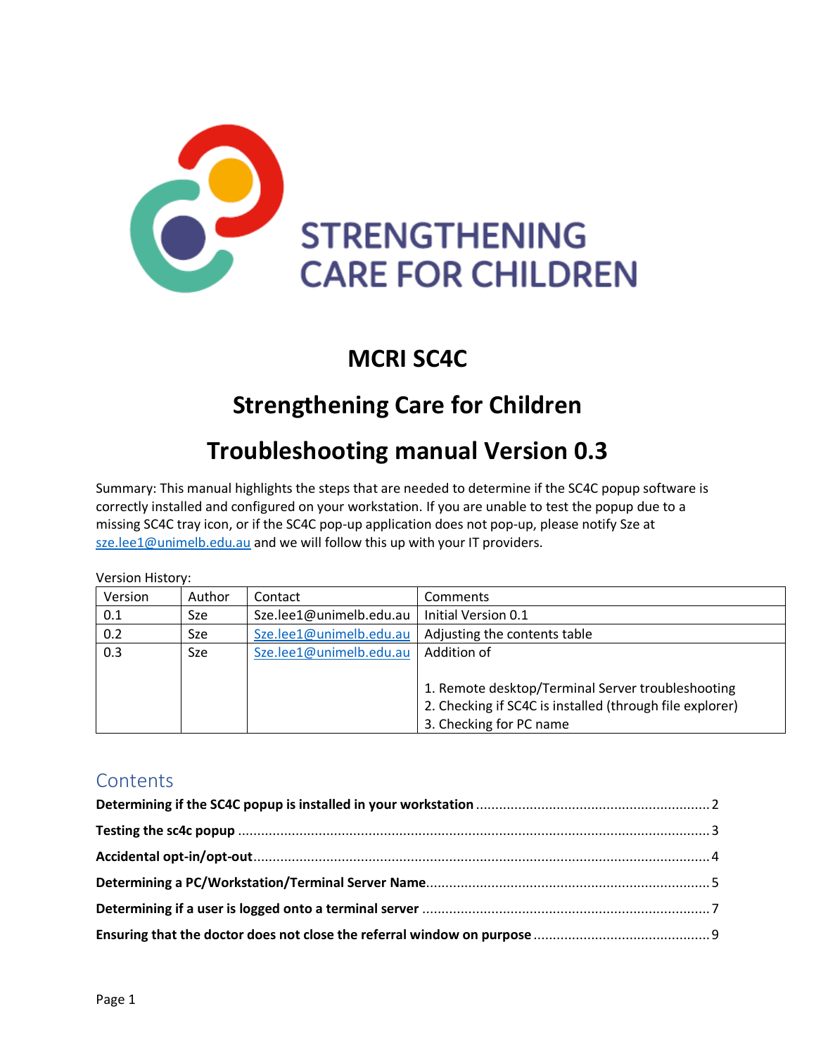STRENGTHENING CARE FOR CHILDREN

# MCRI SC4C

# Strengthening Care for Children

# Troubleshooting manual Version 0.3

Summary: This manual highlights the steps that are needed to determine if the SC4C popup software is correctly installed and configured on your workstation. If you are unable to test the popup due to a missing SC4C tray icon, or if the SC4C pop-up application does not pop-up, please notify Sze at sze.lee1@unimelb.edu.au and we will follow this up with your IT providers.

Version History:

| Version | Author | Contact | Comments |
| --- | --- | --- | --- |
| 0.1 | Sze | Sze.lee1@unimelb.edu.au | Initial Version 0.1 |
| 0.2 | Sze | Sze.lee1@unimelb.edu.au | Adjusting the contents table |
| 0.3 | Sze | Sze.lee1@unimelb.edu.au | Addition of<br><br>1. Remote desktop/Terminal Server troubleshooting<br>2. Checking if SC4C is installed (through file explorer)<br>3. Checking for PC name |

## Contents

**Determining if the SC4C popup is installed in your workstation** ............ 2

**Testing the sc4c popup** ............ 3

**Accidental opt-in/opt-out** ............ 4

**Determining a PC/Workstation/Terminal Server Name** ............ 5

**Determining if a user is logged onto a terminal server** ............ 7

**Ensuring that the doctor does not close the referral window on purpose** ............ 9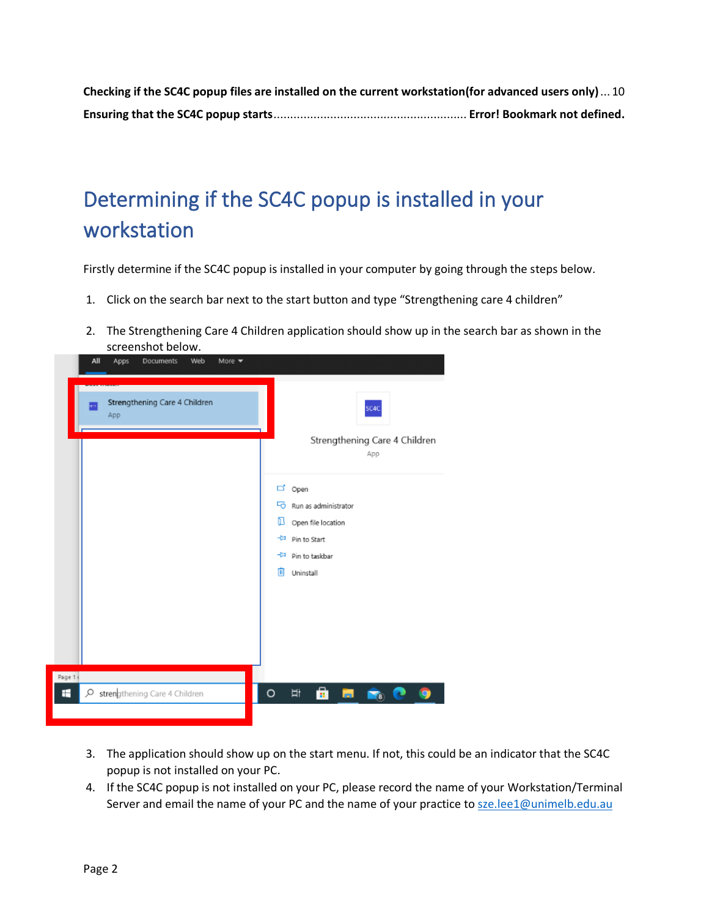**Checking if the SC4C popup files are installed on the current workstation(for advanced users only)** ... 10

**Ensuring that the SC4C popup starts** ........................................................ **Error! Bookmark not defined.**

# Determining if the SC4C popup is installed in your workstation

Firstly determine if the SC4C popup is installed in your computer by going through the steps below.

1. Click on the search bar next to the start button and type "Strengthening care 4 children"
2. The Strengthening Care 4 Children application should show up in the search bar as shown in the screenshot below.
3. The application should show up on the start menu. If not, this could be an indicator that the SC4C popup is not installed on your PC.
4. If the SC4C popup is not installed on your PC, please record the name of your Workstation/Terminal Server and email the name of your PC and the name of your practice to sze.lee1@unimelb.edu.au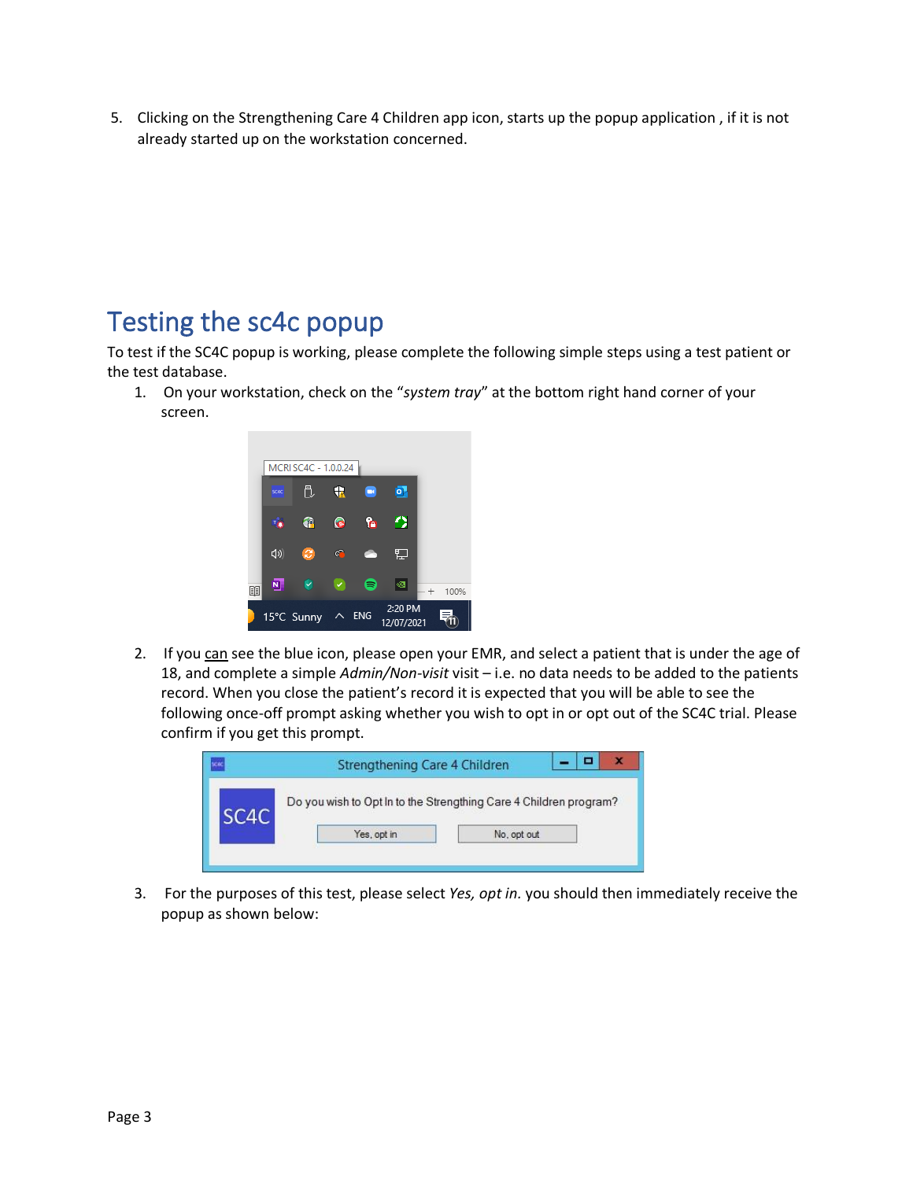5. Clicking on the Strengthening Care 4 Children app icon, starts up the popup application , if it is not already started up on the workstation concerned.

## Testing the sc4c popup

To test if the SC4C popup is working, please complete the following simple steps using a test patient or the test database.

1. On your workstation, check on the "*system tray*" at the bottom right hand corner of your screen.

2. If you can see the blue icon, please open your EMR, and select a patient that is under the age of 18, and complete a simple *Admin/Non-visit* visit – i.e. no data needs to be added to the patients record. When you close the patient's record it is expected that you will be able to see the following once-off prompt asking whether you wish to opt in or opt out of the SC4C trial. Please confirm if you get this prompt.

3. For the purposes of this test, please select *Yes, opt in.* you should then immediately receive the popup as shown below: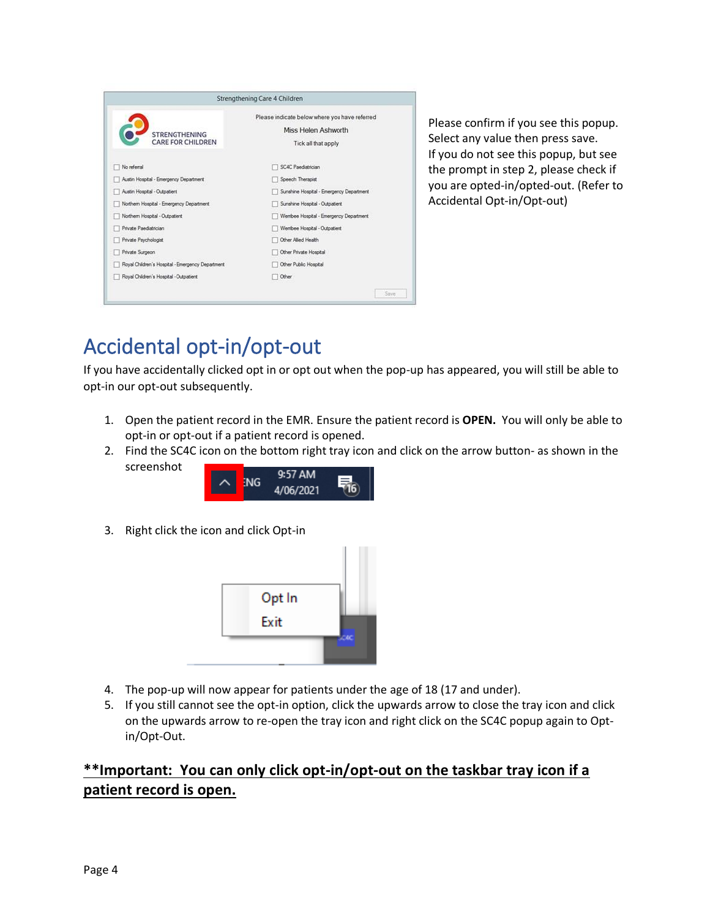Please confirm if you see this popup. Select any value then press save. If you do not see this popup, but see the prompt in step 2, please check if you are opted-in/opted-out. (Refer to Accidental Opt-in/Opt-out)

## Accidental opt-in/opt-out

If you have accidentally clicked opt in or opt out when the pop-up has appeared, you will still be able to opt-in our opt-out subsequently.

1. Open the patient record in the EMR. Ensure the patient record is **OPEN.** You will only be able to opt-in or opt-out if a patient record is opened.
2. Find the SC4C icon on the bottom right tray icon and click on the arrow button- as shown in the screenshot
3. Right click the icon and click Opt-in
4. The pop-up will now appear for patients under the age of 18 (17 and under).
5. If you still cannot see the opt-in option, click the upwards arrow to close the tray icon and click on the upwards arrow to re-open the tray icon and right click on the SC4C popup again to Opt-in/Opt-Out.

**<u>**Important: You can only click opt-in/opt-out on the taskbar tray icon if a patient record is open.</u>**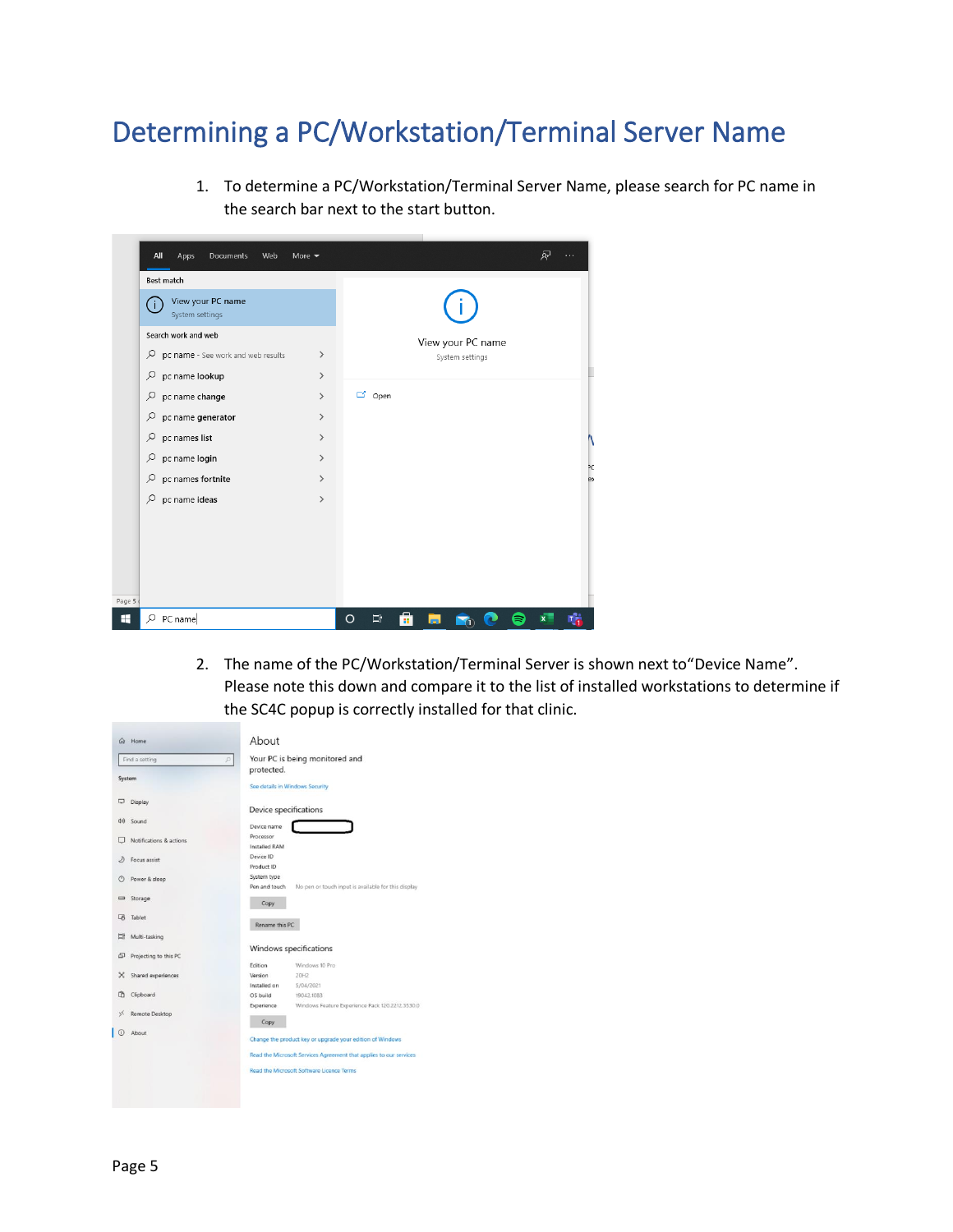# Determining a PC/Workstation/Terminal Server Name

1. To determine a PC/Workstation/Terminal Server Name, please search for PC name in the search bar next to the start button.

2. The name of the PC/Workstation/Terminal Server is shown next to"Device Name". Please note this down and compare it to the list of installed workstations to determine if the SC4C popup is correctly installed for that clinic.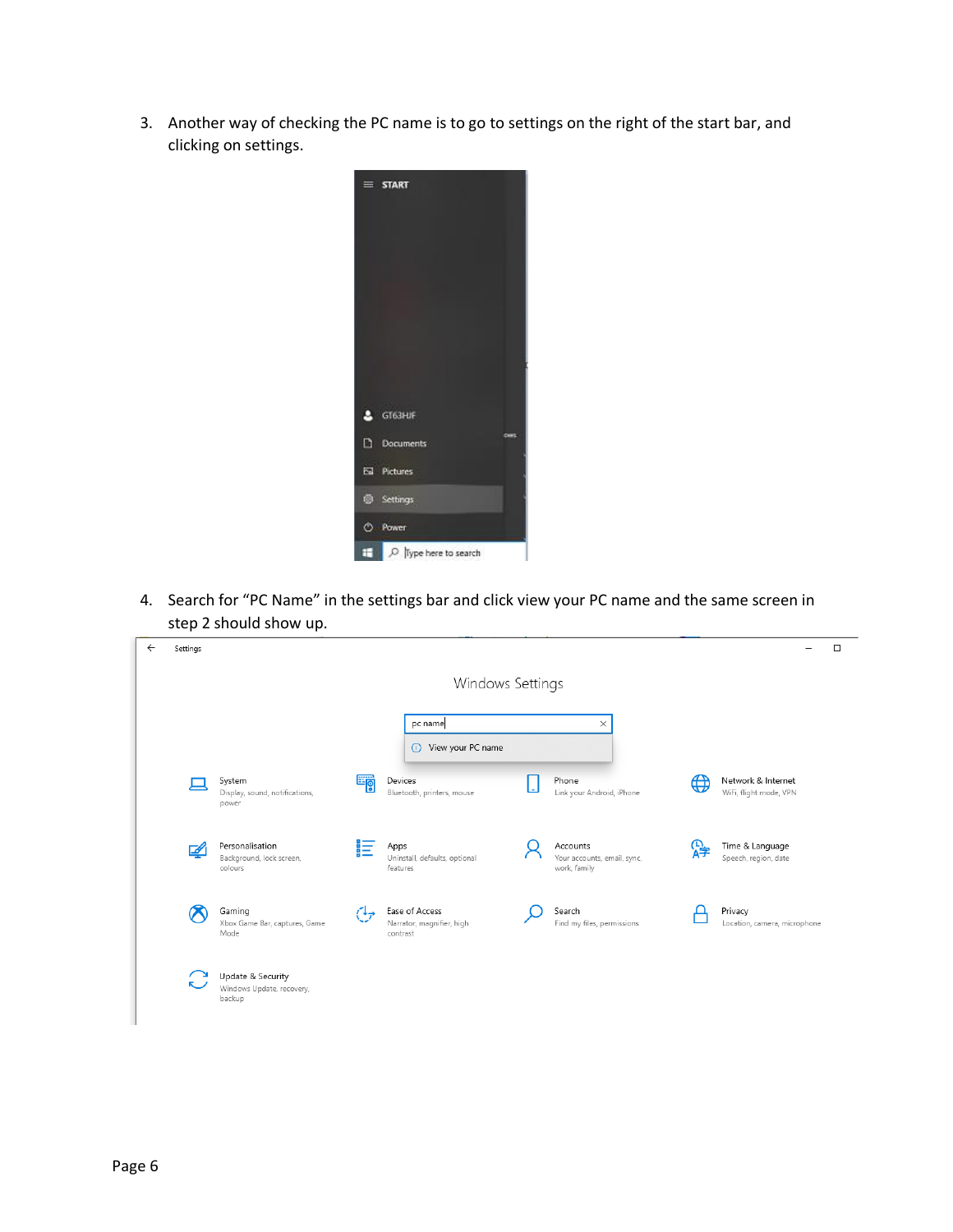3. Another way of checking the PC name is to go to settings on the right of the start bar, and clicking on settings.

4. Search for “PC Name” in the settings bar and click view your PC name and the same screen in step 2 should show up.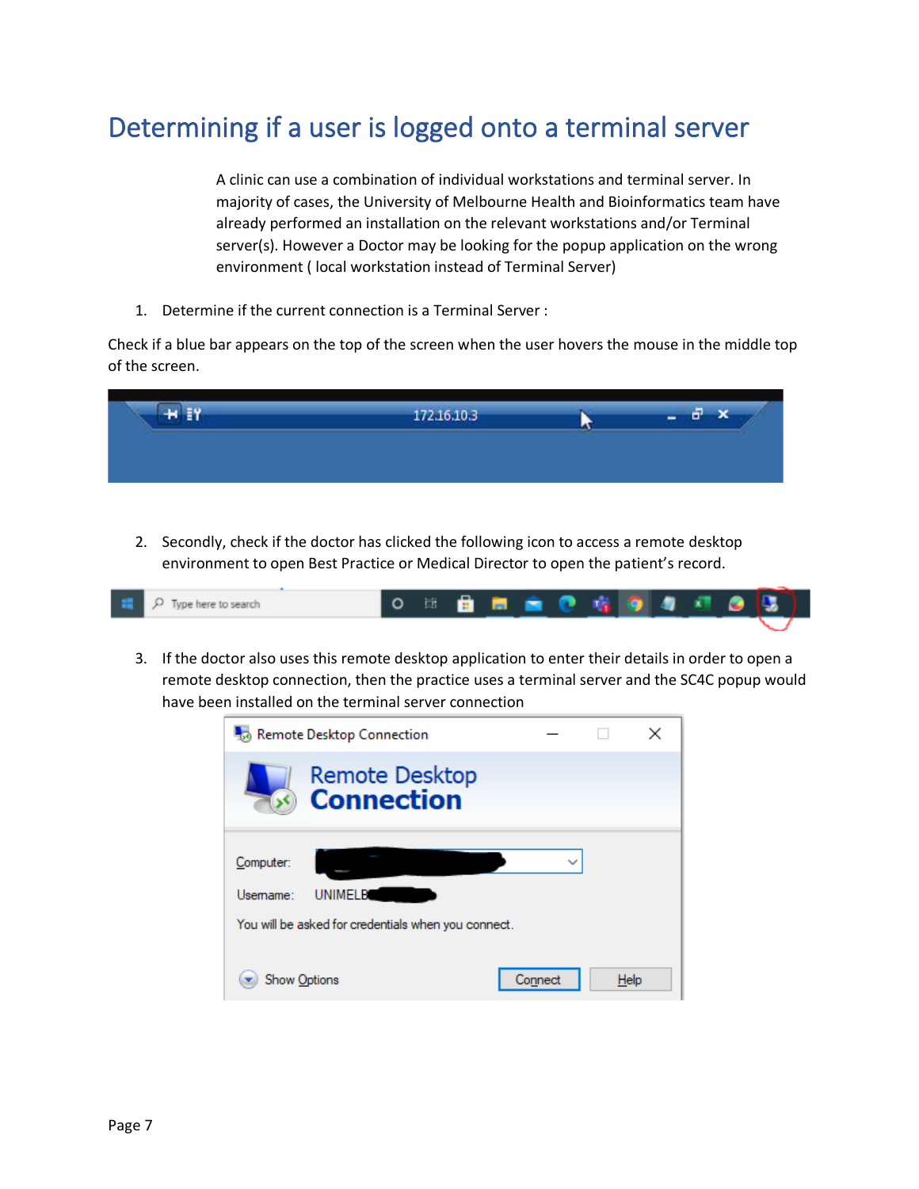# Determining if a user is logged onto a terminal server

A clinic can use a combination of individual workstations and terminal server. In majority of cases, the University of Melbourne Health and Bioinformatics team have already performed an installation on the relevant workstations and/or Terminal server(s). However a Doctor may be looking for the popup application on the wrong environment ( local workstation instead of Terminal Server)

1. Determine if the current connection is a Terminal Server :

Check if a blue bar appears on the top of the screen when the user hovers the mouse in the middle top of the screen.

2. Secondly, check if the doctor has clicked the following icon to access a remote desktop environment to open Best Practice or Medical Director to open the patient's record.

3. If the doctor also uses this remote desktop application to enter their details in order to open a remote desktop connection, then the practice uses a terminal server and the SC4C popup would have been installed on the terminal server connection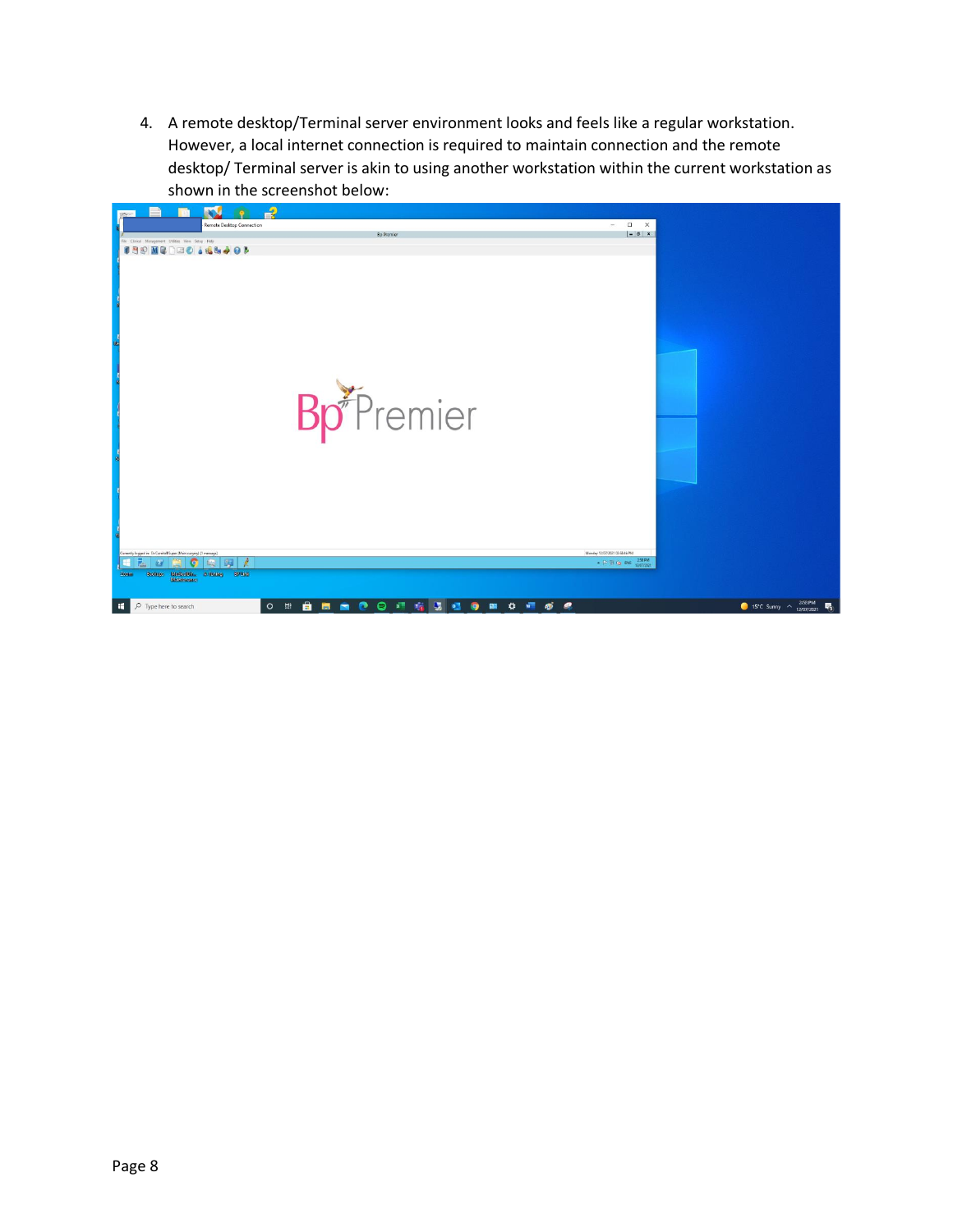4. A remote desktop/Terminal server environment looks and feels like a regular workstation. However, a local internet connection is required to maintain connection and the remote desktop/ Terminal server is akin to using another workstation within the current workstation as shown in the screenshot below: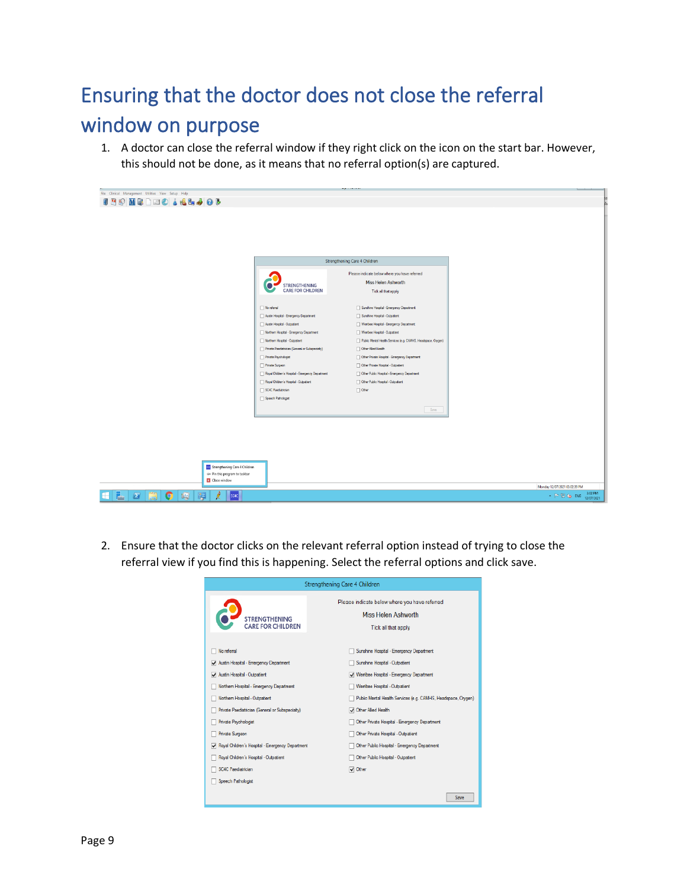# Ensuring that the doctor does not close the referral window on purpose

1. A doctor can close the referral window if they right click on the icon on the start bar. However, this should not be done, as it means that no referral option(s) are captured.

2. Ensure that the doctor clicks on the relevant referral option instead of trying to close the referral view if you find this is happening. Select the referral options and click save.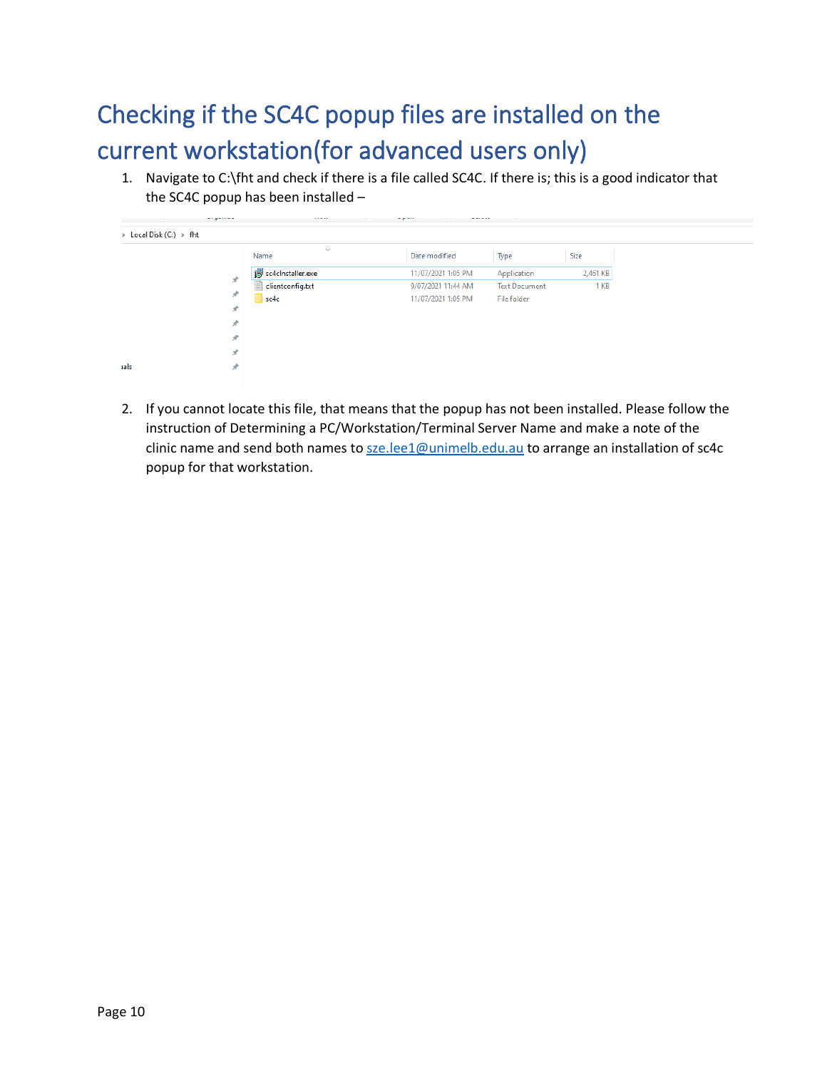# Checking if the SC4C popup files are installed on the current workstation(for advanced users only)

1. Navigate to C:\fht and check if there is a file called SC4C. If there is; this is a good indicator that the SC4C popup has been installed –

2. If you cannot locate this file, that means that the popup has not been installed. Please follow the instruction of Determining a PC/Workstation/Terminal Server Name and make a note of the clinic name and send both names to sze.lee1@unimelb.edu.au to arrange an installation of sc4c popup for that workstation.